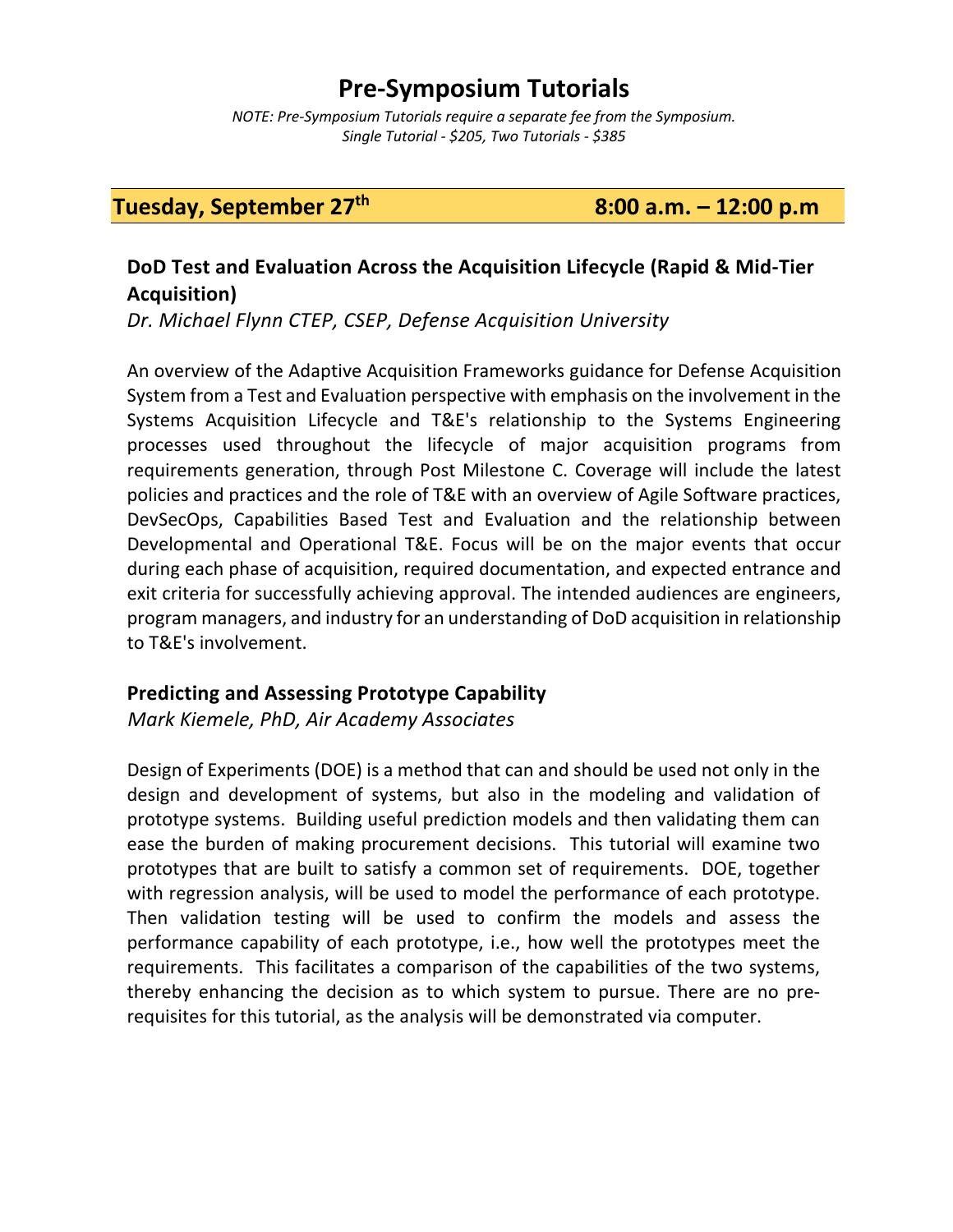# Pre-Symposium Tutorials

*NOTE: Pre-Symposium Tutorials require a separate fee from the Symposium.*
*Single Tutorial - $205, Two Tutorials - $385*

## Tuesday, September 27th — 8:00 a.m. – 12:00 p.m

### DoD Test and Evaluation Across the Acquisition Lifecycle (Rapid & Mid-Tier Acquisition)

*Dr. Michael Flynn CTEP, CSEP, Defense Acquisition University*

An overview of the Adaptive Acquisition Frameworks guidance for Defense Acquisition System from a Test and Evaluation perspective with emphasis on the involvement in the Systems Acquisition Lifecycle and T&E's relationship to the Systems Engineering processes used throughout the lifecycle of major acquisition programs from requirements generation, through Post Milestone C. Coverage will include the latest policies and practices and the role of T&E with an overview of Agile Software practices, DevSecOps, Capabilities Based Test and Evaluation and the relationship between Developmental and Operational T&E. Focus will be on the major events that occur during each phase of acquisition, required documentation, and expected entrance and exit criteria for successfully achieving approval. The intended audiences are engineers, program managers, and industry for an understanding of DoD acquisition in relationship to T&E's involvement.

### Predicting and Assessing Prototype Capability

*Mark Kiemele, PhD, Air Academy Associates*

Design of Experiments (DOE) is a method that can and should be used not only in the design and development of systems, but also in the modeling and validation of prototype systems. Building useful prediction models and then validating them can ease the burden of making procurement decisions. This tutorial will examine two prototypes that are built to satisfy a common set of requirements. DOE, together with regression analysis, will be used to model the performance of each prototype. Then validation testing will be used to confirm the models and assess the performance capability of each prototype, i.e., how well the prototypes meet the requirements. This facilitates a comparison of the capabilities of the two systems, thereby enhancing the decision as to which system to pursue. There are no pre-requisites for this tutorial, as the analysis will be demonstrated via computer.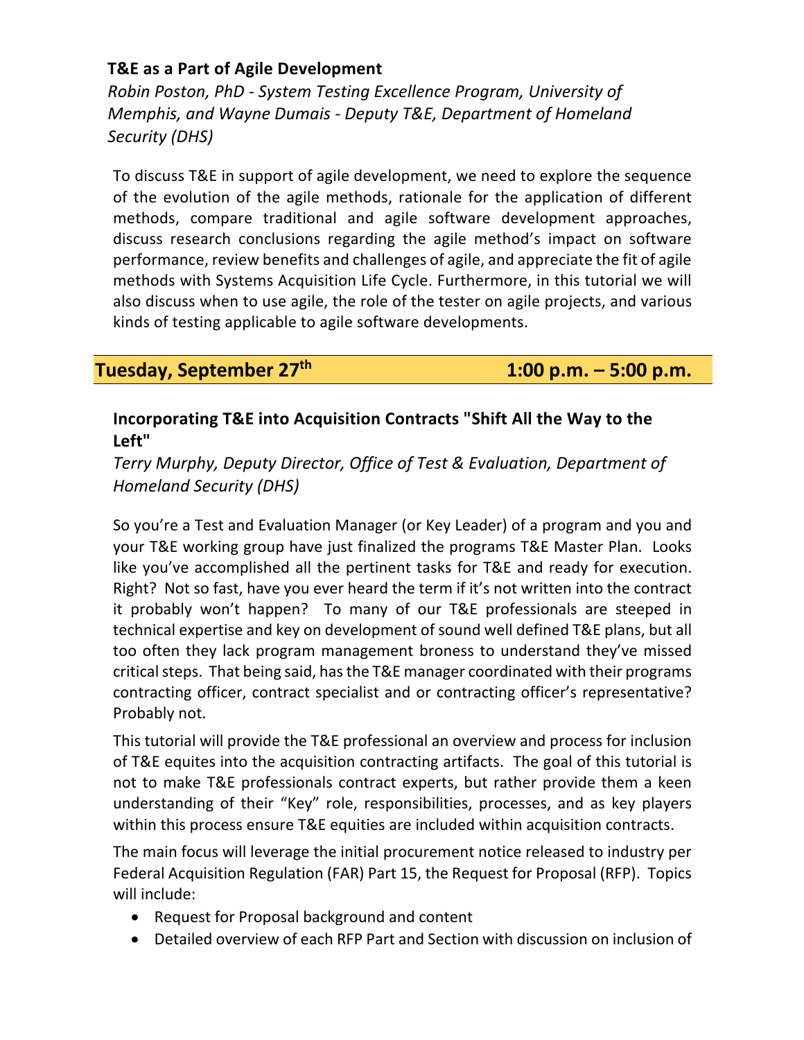### T&E as a Part of Agile Development

*Robin Poston, PhD - System Testing Excellence Program, University of Memphis, and Wayne Dumais - Deputy T&E, Department of Homeland Security (DHS)*

To discuss T&E in support of agile development, we need to explore the sequence of the evolution of the agile methods, rationale for the application of different methods, compare traditional and agile software development approaches, discuss research conclusions regarding the agile method's impact on software performance, review benefits and challenges of agile, and appreciate the fit of agile methods with Systems Acquisition Life Cycle. Furthermore, in this tutorial we will also discuss when to use agile, the role of the tester on agile projects, and various kinds of testing applicable to agile software developments.

## Tuesday, September 27th — 1:00 p.m. – 5:00 p.m.

### Incorporating T&E into Acquisition Contracts "Shift All the Way to the Left"

*Terry Murphy, Deputy Director, Office of Test & Evaluation, Department of Homeland Security (DHS)*

So you're a Test and Evaluation Manager (or Key Leader) of a program and you and your T&E working group have just finalized the programs T&E Master Plan. Looks like you've accomplished all the pertinent tasks for T&E and ready for execution. Right? Not so fast, have you ever heard the term if it's not written into the contract it probably won't happen? To many of our T&E professionals are steeped in technical expertise and key on development of sound well defined T&E plans, but all too often they lack program management broness to understand they've missed critical steps. That being said, has the T&E manager coordinated with their programs contracting officer, contract specialist and or contracting officer's representative? Probably not.

This tutorial will provide the T&E professional an overview and process for inclusion of T&E equites into the acquisition contracting artifacts. The goal of this tutorial is not to make T&E professionals contract experts, but rather provide them a keen understanding of their "Key" role, responsibilities, processes, and as key players within this process ensure T&E equities are included within acquisition contracts.

The main focus will leverage the initial procurement notice released to industry per Federal Acquisition Regulation (FAR) Part 15, the Request for Proposal (RFP). Topics will include:

- Request for Proposal background and content
- Detailed overview of each RFP Part and Section with discussion on inclusion of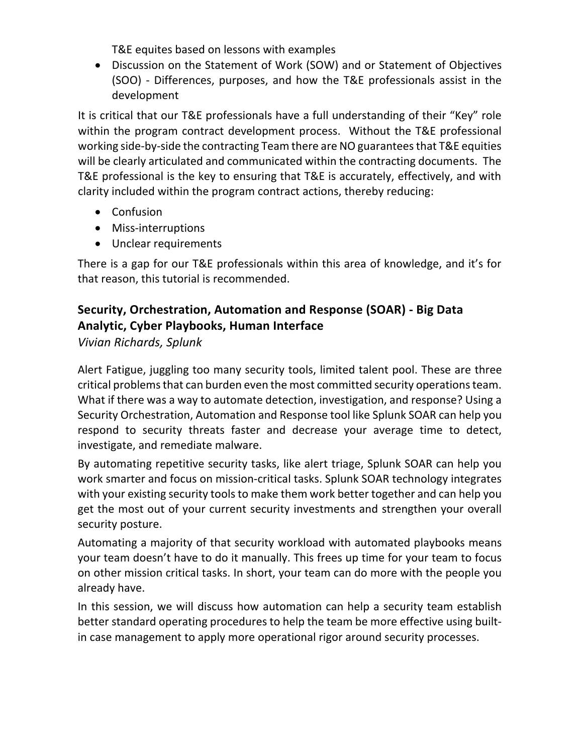T&E equites based on lessons with examples

- Discussion on the Statement of Work (SOW) and or Statement of Objectives (SOO) - Differences, purposes, and how the T&E professionals assist in the development

It is critical that our T&E professionals have a full understanding of their "Key" role within the program contract development process. Without the T&E professional working side-by-side the contracting Team there are NO guarantees that T&E equities will be clearly articulated and communicated within the contracting documents. The T&E professional is the key to ensuring that T&E is accurately, effectively, and with clarity included within the program contract actions, thereby reducing:

- Confusion
- Miss-interruptions
- Unclear requirements

There is a gap for our T&E professionals within this area of knowledge, and it's for that reason, this tutorial is recommended.

### Security, Orchestration, Automation and Response (SOAR) - Big Data Analytic, Cyber Playbooks, Human Interface

*Vivian Richards, Splunk*

Alert Fatigue, juggling too many security tools, limited talent pool. These are three critical problems that can burden even the most committed security operations team. What if there was a way to automate detection, investigation, and response? Using a Security Orchestration, Automation and Response tool like Splunk SOAR can help you respond to security threats faster and decrease your average time to detect, investigate, and remediate malware.

By automating repetitive security tasks, like alert triage, Splunk SOAR can help you work smarter and focus on mission-critical tasks. Splunk SOAR technology integrates with your existing security tools to make them work better together and can help you get the most out of your current security investments and strengthen your overall security posture.

Automating a majority of that security workload with automated playbooks means your team doesn't have to do it manually. This frees up time for your team to focus on other mission critical tasks. In short, your team can do more with the people you already have.

In this session, we will discuss how automation can help a security team establish better standard operating procedures to help the team be more effective using built-in case management to apply more operational rigor around security processes.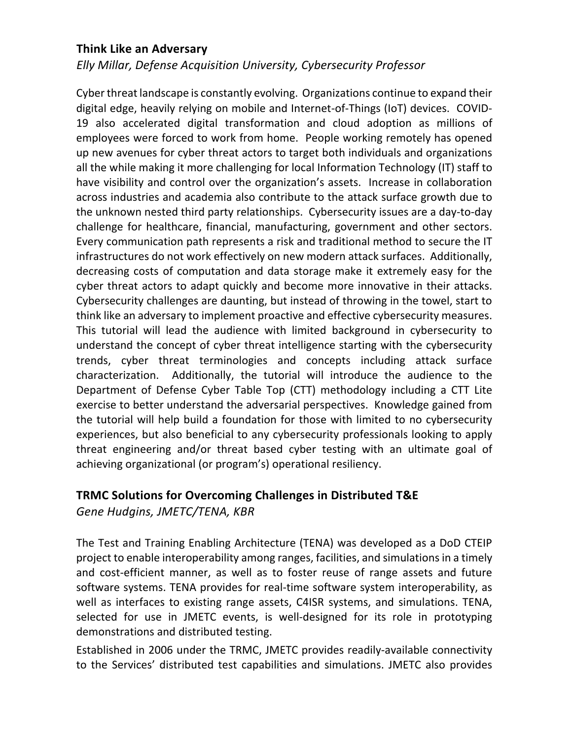### Think Like an Adversary

*Elly Millar, Defense Acquisition University, Cybersecurity Professor*

Cyber threat landscape is constantly evolving. Organizations continue to expand their digital edge, heavily relying on mobile and Internet-of-Things (IoT) devices. COVID-19 also accelerated digital transformation and cloud adoption as millions of employees were forced to work from home. People working remotely has opened up new avenues for cyber threat actors to target both individuals and organizations all the while making it more challenging for local Information Technology (IT) staff to have visibility and control over the organization's assets. Increase in collaboration across industries and academia also contribute to the attack surface growth due to the unknown nested third party relationships. Cybersecurity issues are a day-to-day challenge for healthcare, financial, manufacturing, government and other sectors. Every communication path represents a risk and traditional method to secure the IT infrastructures do not work effectively on new modern attack surfaces. Additionally, decreasing costs of computation and data storage make it extremely easy for the cyber threat actors to adapt quickly and become more innovative in their attacks. Cybersecurity challenges are daunting, but instead of throwing in the towel, start to think like an adversary to implement proactive and effective cybersecurity measures. This tutorial will lead the audience with limited background in cybersecurity to understand the concept of cyber threat intelligence starting with the cybersecurity trends, cyber threat terminologies and concepts including attack surface characterization. Additionally, the tutorial will introduce the audience to the Department of Defense Cyber Table Top (CTT) methodology including a CTT Lite exercise to better understand the adversarial perspectives. Knowledge gained from the tutorial will help build a foundation for those with limited to no cybersecurity experiences, but also beneficial to any cybersecurity professionals looking to apply threat engineering and/or threat based cyber testing with an ultimate goal of achieving organizational (or program's) operational resiliency.

### TRMC Solutions for Overcoming Challenges in Distributed T&E

*Gene Hudgins, JMETC/TENA, KBR*

The Test and Training Enabling Architecture (TENA) was developed as a DoD CTEIP project to enable interoperability among ranges, facilities, and simulations in a timely and cost-efficient manner, as well as to foster reuse of range assets and future software systems. TENA provides for real-time software system interoperability, as well as interfaces to existing range assets, C4ISR systems, and simulations. TENA, selected for use in JMETC events, is well-designed for its role in prototyping demonstrations and distributed testing.

Established in 2006 under the TRMC, JMETC provides readily-available connectivity to the Services' distributed test capabilities and simulations. JMETC also provides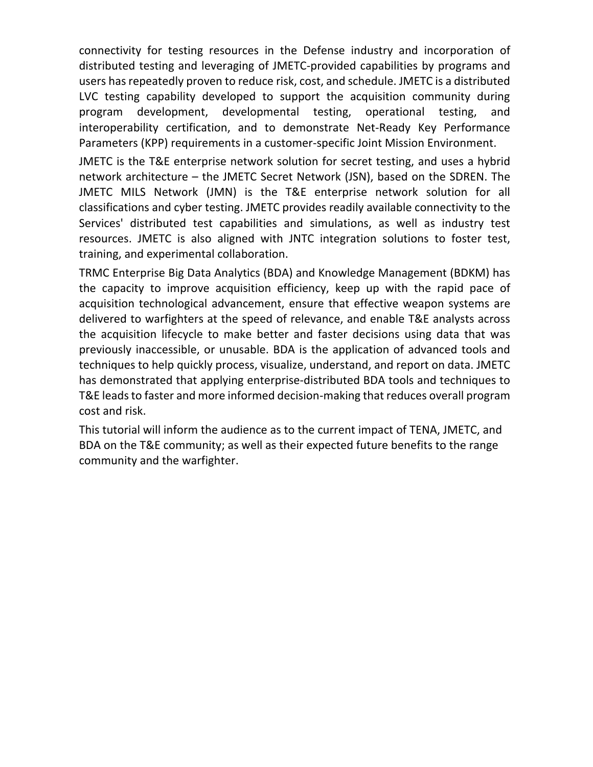connectivity for testing resources in the Defense industry and incorporation of distributed testing and leveraging of JMETC-provided capabilities by programs and users has repeatedly proven to reduce risk, cost, and schedule. JMETC is a distributed LVC testing capability developed to support the acquisition community during program development, developmental testing, operational testing, and interoperability certification, and to demonstrate Net-Ready Key Performance Parameters (KPP) requirements in a customer-specific Joint Mission Environment.

JMETC is the T&E enterprise network solution for secret testing, and uses a hybrid network architecture – the JMETC Secret Network (JSN), based on the SDREN. The JMETC MILS Network (JMN) is the T&E enterprise network solution for all classifications and cyber testing. JMETC provides readily available connectivity to the Services' distributed test capabilities and simulations, as well as industry test resources. JMETC is also aligned with JNTC integration solutions to foster test, training, and experimental collaboration.

TRMC Enterprise Big Data Analytics (BDA) and Knowledge Management (BDKM) has the capacity to improve acquisition efficiency, keep up with the rapid pace of acquisition technological advancement, ensure that effective weapon systems are delivered to warfighters at the speed of relevance, and enable T&E analysts across the acquisition lifecycle to make better and faster decisions using data that was previously inaccessible, or unusable. BDA is the application of advanced tools and techniques to help quickly process, visualize, understand, and report on data. JMETC has demonstrated that applying enterprise-distributed BDA tools and techniques to T&E leads to faster and more informed decision-making that reduces overall program cost and risk.

This tutorial will inform the audience as to the current impact of TENA, JMETC, and BDA on the T&E community; as well as their expected future benefits to the range community and the warfighter.